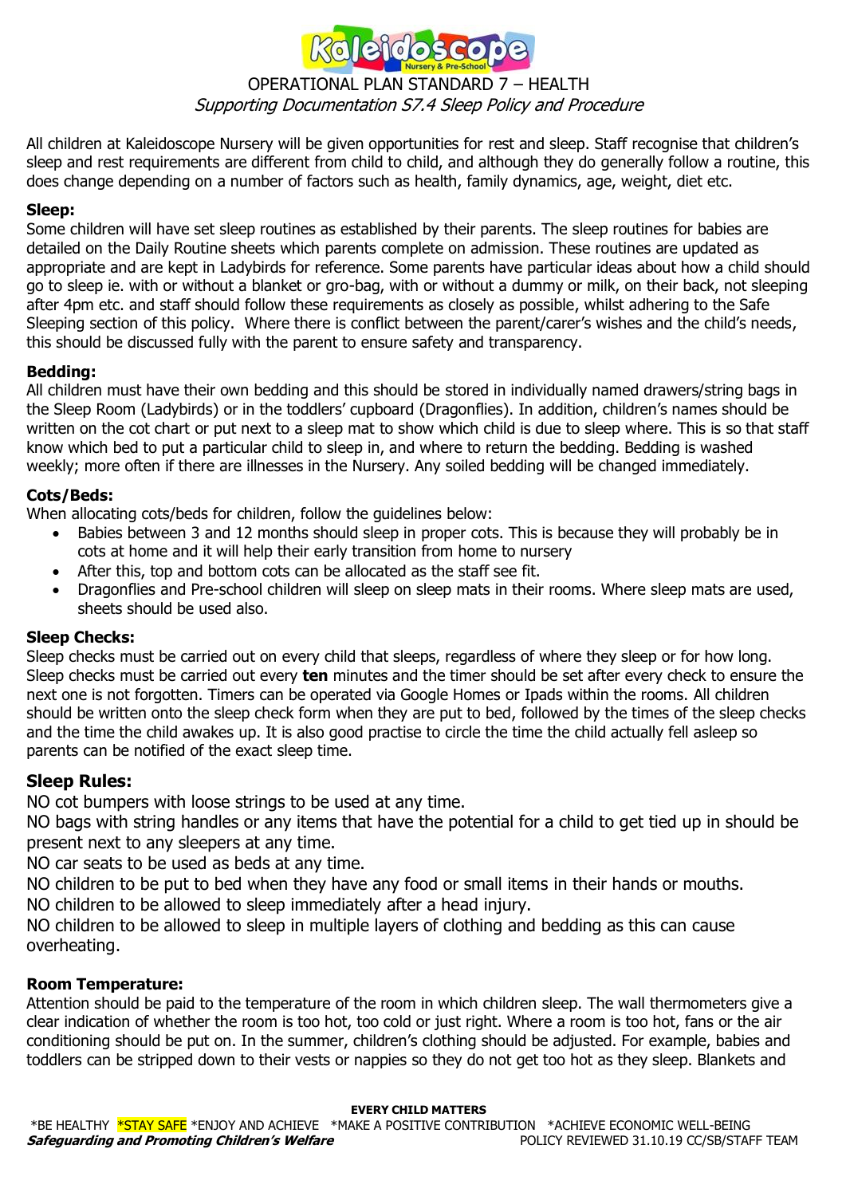# OPERATIONAL PLAN STANDARD 7 – HEALTH

*Supporting Documentation S7.4 Sleep Policy and Procedure*

All children at Kaleidoscope Nursery will be given opportunities for rest and sleep. Staff recognise that children's sleep and rest requirements are different from child to child, and although they do generally follow a routine, this does change depending on a number of factors such as health, family dynamics, age, weight, diet etc.

**Sleep:**
Some children will have set sleep routines as established by their parents. The sleep routines for babies are detailed on the Daily Routine sheets which parents complete on admission. These routines are updated as appropriate and are kept in Ladybirds for reference. Some parents have particular ideas about how a child should go to sleep ie. with or without a blanket or gro-bag, with or without a dummy or milk, on their back, not sleeping after 4pm etc. and staff should follow these requirements as closely as possible, whilst adhering to the Safe Sleeping section of this policy. Where there is conflict between the parent/carer's wishes and the child's needs, this should be discussed fully with the parent to ensure safety and transparency.

**Bedding:**
All children must have their own bedding and this should be stored in individually named drawers/string bags in the Sleep Room (Ladybirds) or in the toddlers' cupboard (Dragonflies). In addition, children's names should be written on the cot chart or put next to a sleep mat to show which child is due to sleep where. This is so that staff know which bed to put a particular child to sleep in, and where to return the bedding. Bedding is washed weekly; more often if there are illnesses in the Nursery. Any soiled bedding will be changed immediately.

**Cots/Beds:**
When allocating cots/beds for children, follow the guidelines below:

- Babies between 3 and 12 months should sleep in proper cots. This is because they will probably be in cots at home and it will help their early transition from home to nursery
- After this, top and bottom cots can be allocated as the staff see fit.
- Dragonflies and Pre-school children will sleep on sleep mats in their rooms. Where sleep mats are used, sheets should be used also.

**Sleep Checks:**
Sleep checks must be carried out on every child that sleeps, regardless of where they sleep or for how long. Sleep checks must be carried out every **ten** minutes and the timer should be set after every check to ensure the next one is not forgotten. Timers can be operated via Google Homes or Ipads within the rooms. All children should be written onto the sleep check form when they are put to bed, followed by the times of the sleep checks and the time the child awakes up. It is also good practise to circle the time the child actually fell asleep so parents can be notified of the exact sleep time.

**Sleep Rules:**
NO cot bumpers with loose strings to be used at any time.
NO bags with string handles or any items that have the potential for a child to get tied up in should be present next to any sleepers at any time.
NO car seats to be used as beds at any time.
NO children to be put to bed when they have any food or small items in their hands or mouths.
NO children to be allowed to sleep immediately after a head injury.
NO children to be allowed to sleep in multiple layers of clothing and bedding as this can cause overheating.

**Room Temperature:**
Attention should be paid to the temperature of the room in which children sleep. The wall thermometers give a clear indication of whether the room is too hot, too cold or just right. Where a room is too hot, fans or the air conditioning should be put on. In the summer, children's clothing should be adjusted. For example, babies and toddlers can be stripped down to their vests or nappies so they do not get too hot as they sleep. Blankets and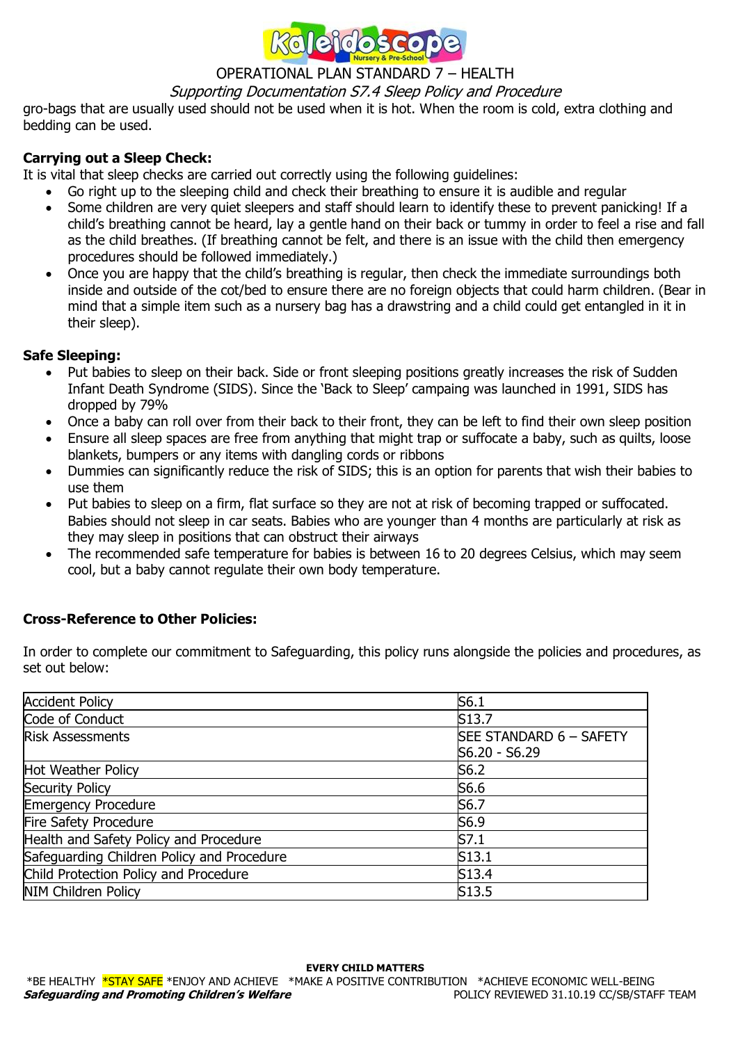gro-bags that are usually used should not be used when it is hot. When the room is cold, extra clothing and bedding can be used.

**Carrying out a Sleep Check:**

It is vital that sleep checks are carried out correctly using the following guidelines:

- Go right up to the sleeping child and check their breathing to ensure it is audible and regular
- Some children are very quiet sleepers and staff should learn to identify these to prevent panicking! If a child's breathing cannot be heard, lay a gentle hand on their back or tummy in order to feel a rise and fall as the child breathes. (If breathing cannot be felt, and there is an issue with the child then emergency procedures should be followed immediately.)
- Once you are happy that the child's breathing is regular, then check the immediate surroundings both inside and outside of the cot/bed to ensure there are no foreign objects that could harm children. (Bear in mind that a simple item such as a nursery bag has a drawstring and a child could get entangled in it in their sleep).

**Safe Sleeping:**

- Put babies to sleep on their back. Side or front sleeping positions greatly increases the risk of Sudden Infant Death Syndrome (SIDS). Since the 'Back to Sleep' campaing was launched in 1991, SIDS has dropped by 79%
- Once a baby can roll over from their back to their front, they can be left to find their own sleep position
- Ensure all sleep spaces are free from anything that might trap or suffocate a baby, such as quilts, loose blankets, bumpers or any items with dangling cords or ribbons
- Dummies can significantly reduce the risk of SIDS; this is an option for parents that wish their babies to use them
- Put babies to sleep on a firm, flat surface so they are not at risk of becoming trapped or suffocated. Babies should not sleep in car seats. Babies who are younger than 4 months are particularly at risk as they may sleep in positions that can obstruct their airways
- The recommended safe temperature for babies is between 16 to 20 degrees Celsius, which may seem cool, but a baby cannot regulate their own body temperature.

**Cross-Reference to Other Policies:**

In order to complete our commitment to Safeguarding, this policy runs alongside the policies and procedures, as set out below:

| | |
|---|---|
| Accident Policy | S6.1 |
| Code of Conduct | S13.7 |
| Risk Assessments | SEE STANDARD 6 – SAFETY S6.20 - S6.29 |
| Hot Weather Policy | S6.2 |
| Security Policy | S6.6 |
| Emergency Procedure | S6.7 |
| Fire Safety Procedure | S6.9 |
| Health and Safety Policy and Procedure | S7.1 |
| Safeguarding Children Policy and Procedure | S13.1 |
| Child Protection Policy and Procedure | S13.4 |
| NIM Children Policy | S13.5 |